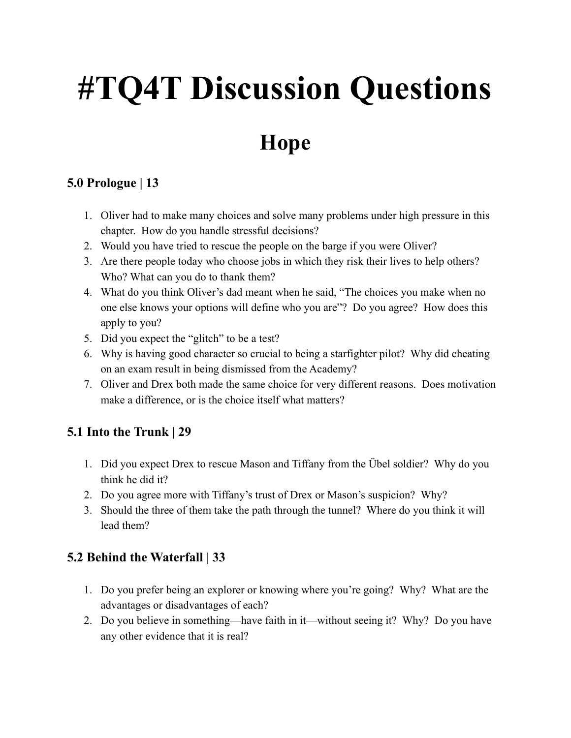# #TQ4T Discussion Questions

## Hope

### 5.0 Prologue | 13

1. Oliver had to make many choices and solve many problems under high pressure in this chapter. How do you handle stressful decisions?
2. Would you have tried to rescue the people on the barge if you were Oliver?
3. Are there people today who choose jobs in which they risk their lives to help others? Who? What can you do to thank them?
4. What do you think Oliver's dad meant when he said, "The choices you make when no one else knows your options will define who you are"? Do you agree? How does this apply to you?
5. Did you expect the "glitch" to be a test?
6. Why is having good character so crucial to being a starfighter pilot? Why did cheating on an exam result in being dismissed from the Academy?
7. Oliver and Drex both made the same choice for very different reasons. Does motivation make a difference, or is the choice itself what matters?

### 5.1 Into the Trunk | 29

1. Did you expect Drex to rescue Mason and Tiffany from the Übel soldier? Why do you think he did it?
2. Do you agree more with Tiffany's trust of Drex or Mason's suspicion? Why?
3. Should the three of them take the path through the tunnel? Where do you think it will lead them?

### 5.2 Behind the Waterfall | 33

1. Do you prefer being an explorer or knowing where you're going? Why? What are the advantages or disadvantages of each?
2. Do you believe in something—have faith in it—without seeing it? Why? Do you have any other evidence that it is real?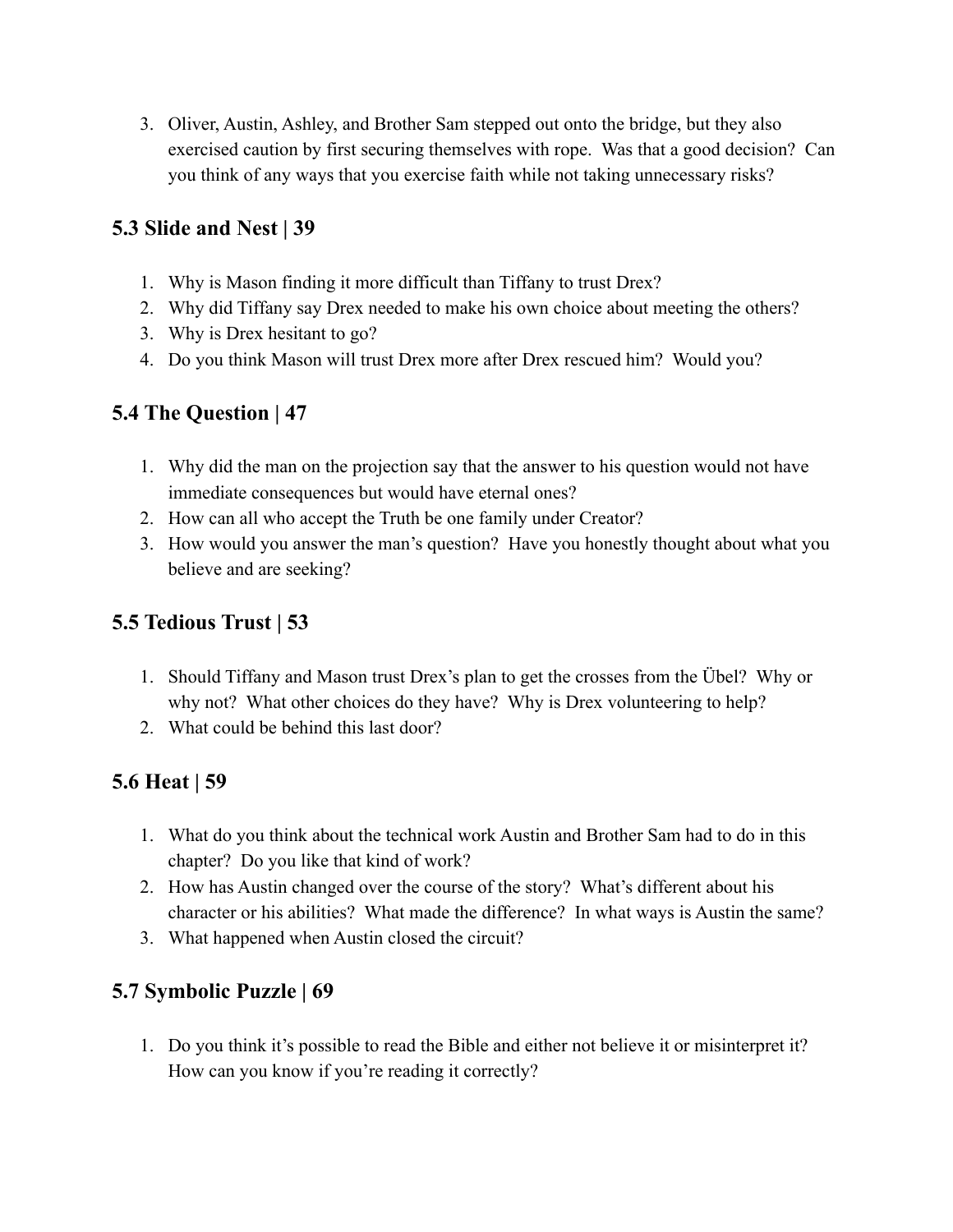3. Oliver, Austin, Ashley, and Brother Sam stepped out onto the bridge, but they also exercised caution by first securing themselves with rope. Was that a good decision? Can you think of any ways that you exercise faith while not taking unnecessary risks?

## 5.3 Slide and Nest | 39

1. Why is Mason finding it more difficult than Tiffany to trust Drex?
2. Why did Tiffany say Drex needed to make his own choice about meeting the others?
3. Why is Drex hesitant to go?
4. Do you think Mason will trust Drex more after Drex rescued him? Would you?

## 5.4 The Question | 47

1. Why did the man on the projection say that the answer to his question would not have immediate consequences but would have eternal ones?
2. How can all who accept the Truth be one family under Creator?
3. How would you answer the man's question? Have you honestly thought about what you believe and are seeking?

## 5.5 Tedious Trust | 53

1. Should Tiffany and Mason trust Drex's plan to get the crosses from the Übel? Why or why not? What other choices do they have? Why is Drex volunteering to help?
2. What could be behind this last door?

## 5.6 Heat | 59

1. What do you think about the technical work Austin and Brother Sam had to do in this chapter? Do you like that kind of work?
2. How has Austin changed over the course of the story? What's different about his character or his abilities? What made the difference? In what ways is Austin the same?
3. What happened when Austin closed the circuit?

## 5.7 Symbolic Puzzle | 69

1. Do you think it's possible to read the Bible and either not believe it or misinterpret it? How can you know if you're reading it correctly?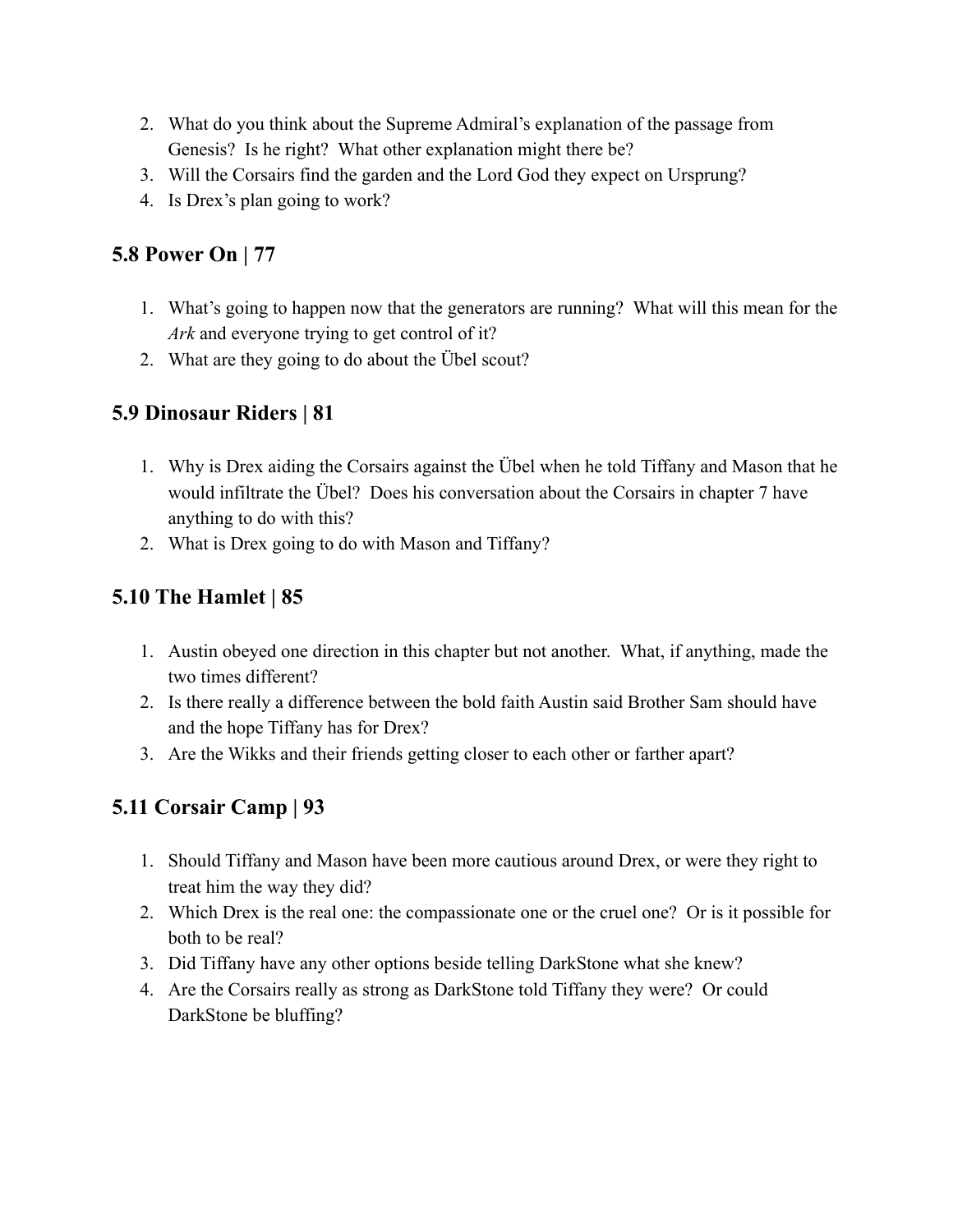2. What do you think about the Supreme Admiral's explanation of the passage from Genesis? Is he right? What other explanation might there be?
3. Will the Corsairs find the garden and the Lord God they expect on Ursprung?
4. Is Drex's plan going to work?

## 5.8 Power On | 77

1. What's going to happen now that the generators are running? What will this mean for the *Ark* and everyone trying to get control of it?
2. What are they going to do about the Übel scout?

## 5.9 Dinosaur Riders | 81

1. Why is Drex aiding the Corsairs against the Übel when he told Tiffany and Mason that he would infiltrate the Übel? Does his conversation about the Corsairs in chapter 7 have anything to do with this?
2. What is Drex going to do with Mason and Tiffany?

## 5.10 The Hamlet | 85

1. Austin obeyed one direction in this chapter but not another. What, if anything, made the two times different?
2. Is there really a difference between the bold faith Austin said Brother Sam should have and the hope Tiffany has for Drex?
3. Are the Wikks and their friends getting closer to each other or farther apart?

## 5.11 Corsair Camp | 93

1. Should Tiffany and Mason have been more cautious around Drex, or were they right to treat him the way they did?
2. Which Drex is the real one: the compassionate one or the cruel one? Or is it possible for both to be real?
3. Did Tiffany have any other options beside telling DarkStone what she knew?
4. Are the Corsairs really as strong as DarkStone told Tiffany they were? Or could DarkStone be bluffing?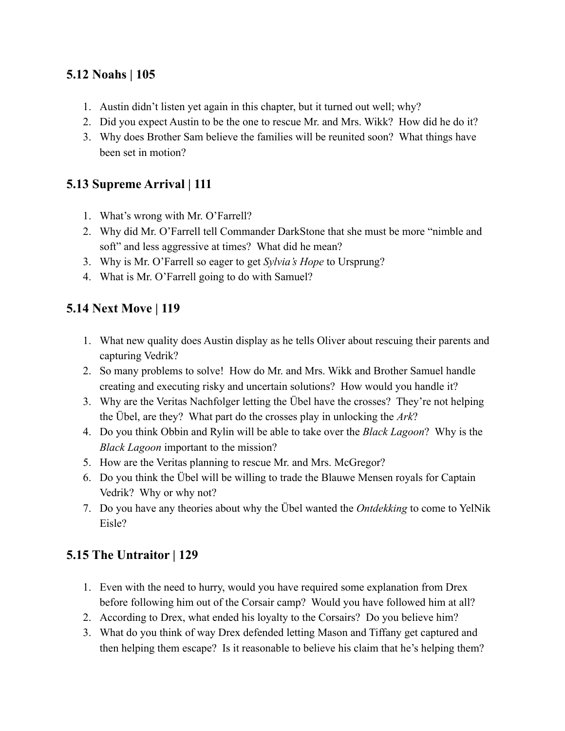## 5.12 Noahs | 105

1. Austin didn't listen yet again in this chapter, but it turned out well; why?
2. Did you expect Austin to be the one to rescue Mr. and Mrs. Wikk? How did he do it?
3. Why does Brother Sam believe the families will be reunited soon? What things have been set in motion?

## 5.13 Supreme Arrival | 111

1. What's wrong with Mr. O'Farrell?
2. Why did Mr. O'Farrell tell Commander DarkStone that she must be more "nimble and soft" and less aggressive at times? What did he mean?
3. Why is Mr. O'Farrell so eager to get *Sylvia's Hope* to Ursprung?
4. What is Mr. O'Farrell going to do with Samuel?

## 5.14 Next Move | 119

1. What new quality does Austin display as he tells Oliver about rescuing their parents and capturing Vedrik?
2. So many problems to solve! How do Mr. and Mrs. Wikk and Brother Samuel handle creating and executing risky and uncertain solutions? How would you handle it?
3. Why are the Veritas Nachfolger letting the Übel have the crosses? They're not helping the Übel, are they? What part do the crosses play in unlocking the *Ark*?
4. Do you think Obbin and Rylin will be able to take over the *Black Lagoon*? Why is the *Black Lagoon* important to the mission?
5. How are the Veritas planning to rescue Mr. and Mrs. McGregor?
6. Do you think the Übel will be willing to trade the Blauwe Mensen royals for Captain Vedrik? Why or why not?
7. Do you have any theories about why the Übel wanted the *Ontdekking* to come to YelNik Eisle?

## 5.15 The Untraitor | 129

1. Even with the need to hurry, would you have required some explanation from Drex before following him out of the Corsair camp? Would you have followed him at all?
2. According to Drex, what ended his loyalty to the Corsairs? Do you believe him?
3. What do you think of way Drex defended letting Mason and Tiffany get captured and then helping them escape? Is it reasonable to believe his claim that he's helping them?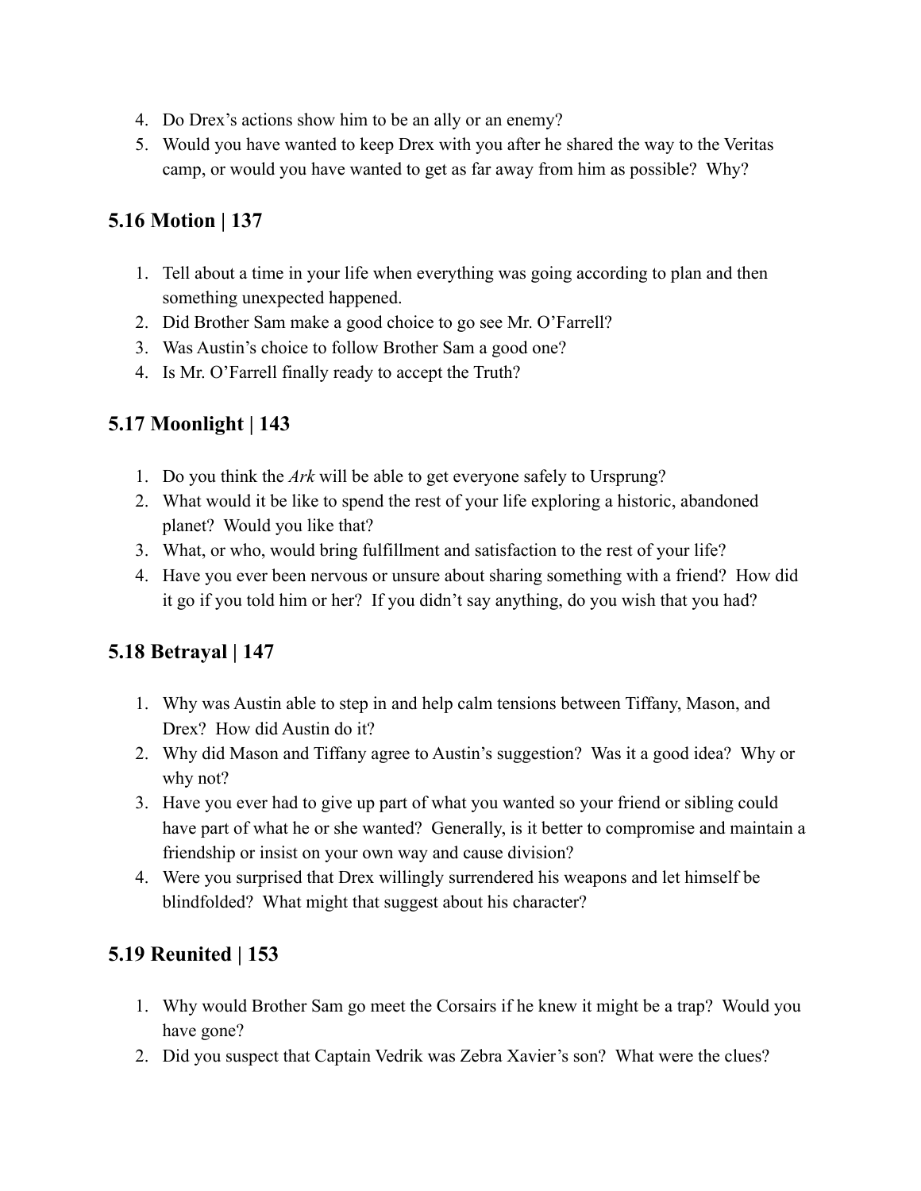4. Do Drex's actions show him to be an ally or an enemy?
5. Would you have wanted to keep Drex with you after he shared the way to the Veritas camp, or would you have wanted to get as far away from him as possible? Why?

## 5.16 Motion | 137

1. Tell about a time in your life when everything was going according to plan and then something unexpected happened.
2. Did Brother Sam make a good choice to go see Mr. O'Farrell?
3. Was Austin's choice to follow Brother Sam a good one?
4. Is Mr. O'Farrell finally ready to accept the Truth?

## 5.17 Moonlight | 143

1. Do you think the *Ark* will be able to get everyone safely to Ursprung?
2. What would it be like to spend the rest of your life exploring a historic, abandoned planet? Would you like that?
3. What, or who, would bring fulfillment and satisfaction to the rest of your life?
4. Have you ever been nervous or unsure about sharing something with a friend? How did it go if you told him or her? If you didn't say anything, do you wish that you had?

## 5.18 Betrayal | 147

1. Why was Austin able to step in and help calm tensions between Tiffany, Mason, and Drex? How did Austin do it?
2. Why did Mason and Tiffany agree to Austin's suggestion? Was it a good idea? Why or why not?
3. Have you ever had to give up part of what you wanted so your friend or sibling could have part of what he or she wanted? Generally, is it better to compromise and maintain a friendship or insist on your own way and cause division?
4. Were you surprised that Drex willingly surrendered his weapons and let himself be blindfolded? What might that suggest about his character?

## 5.19 Reunited | 153

1. Why would Brother Sam go meet the Corsairs if he knew it might be a trap? Would you have gone?
2. Did you suspect that Captain Vedrik was Zebra Xavier's son? What were the clues?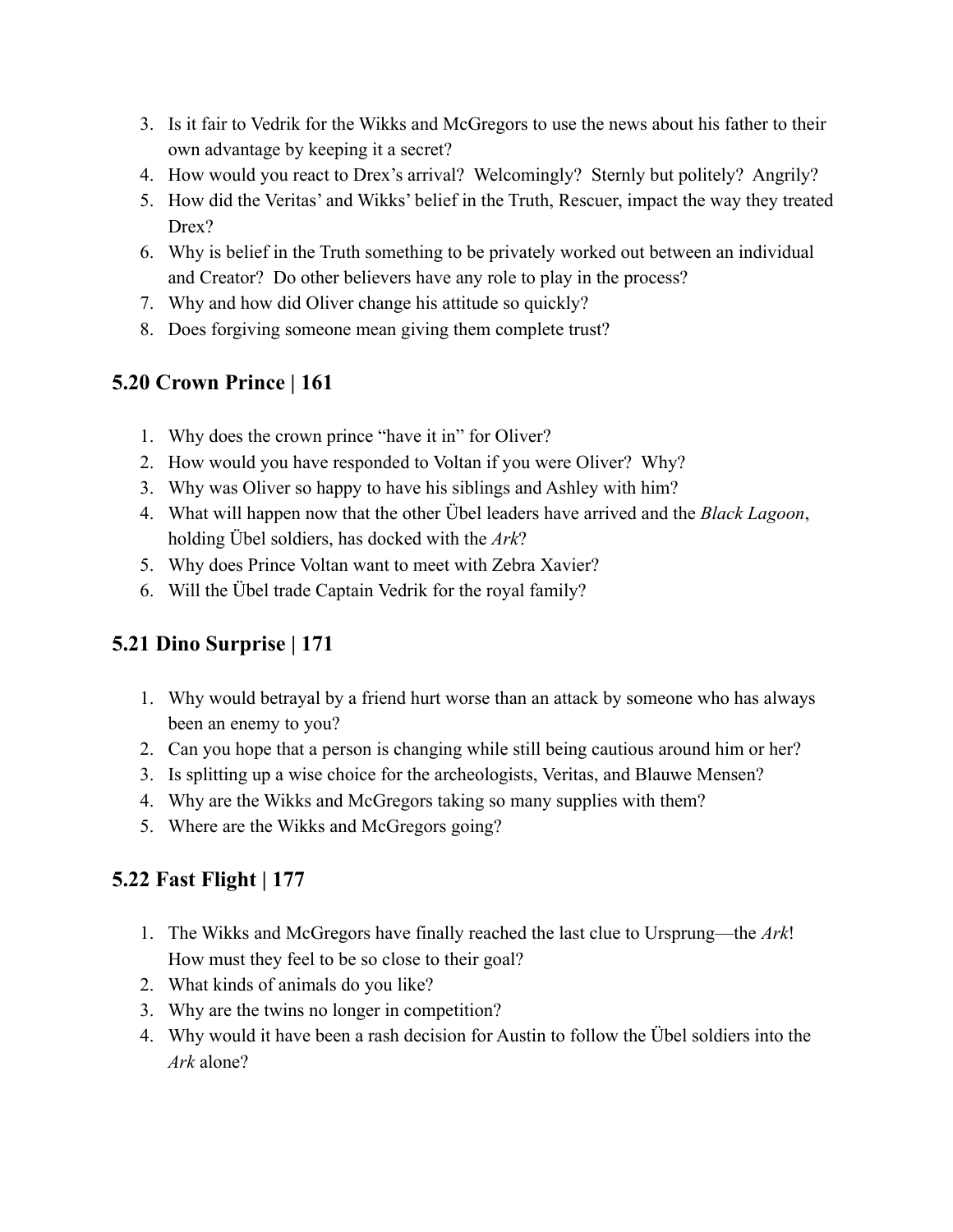3. Is it fair to Vedrik for the Wikks and McGregors to use the news about his father to their own advantage by keeping it a secret?
4. How would you react to Drex's arrival? Welcomingly? Sternly but politely? Angrily?
5. How did the Veritas' and Wikks' belief in the Truth, Rescuer, impact the way they treated Drex?
6. Why is belief in the Truth something to be privately worked out between an individual and Creator? Do other believers have any role to play in the process?
7. Why and how did Oliver change his attitude so quickly?
8. Does forgiving someone mean giving them complete trust?

## 5.20 Crown Prince | 161

1. Why does the crown prince "have it in" for Oliver?
2. How would you have responded to Voltan if you were Oliver? Why?
3. Why was Oliver so happy to have his siblings and Ashley with him?
4. What will happen now that the other Übel leaders have arrived and the *Black Lagoon*, holding Übel soldiers, has docked with the *Ark*?
5. Why does Prince Voltan want to meet with Zebra Xavier?
6. Will the Übel trade Captain Vedrik for the royal family?

## 5.21 Dino Surprise | 171

1. Why would betrayal by a friend hurt worse than an attack by someone who has always been an enemy to you?
2. Can you hope that a person is changing while still being cautious around him or her?
3. Is splitting up a wise choice for the archeologists, Veritas, and Blauwe Mensen?
4. Why are the Wikks and McGregors taking so many supplies with them?
5. Where are the Wikks and McGregors going?

## 5.22 Fast Flight | 177

1. The Wikks and McGregors have finally reached the last clue to Ursprung—the *Ark*! How must they feel to be so close to their goal?
2. What kinds of animals do you like?
3. Why are the twins no longer in competition?
4. Why would it have been a rash decision for Austin to follow the Übel soldiers into the *Ark* alone?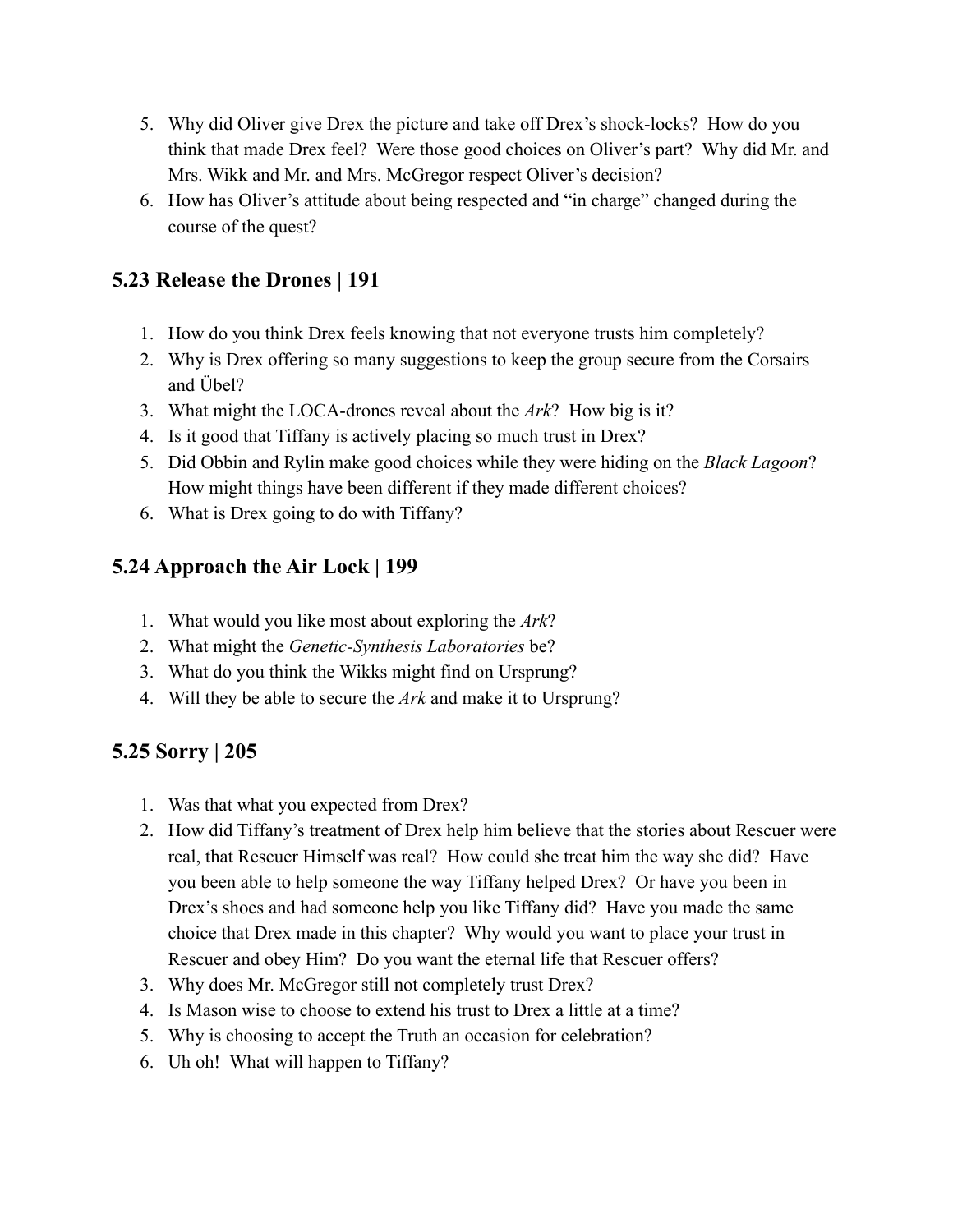5. Why did Oliver give Drex the picture and take off Drex's shock-locks? How do you think that made Drex feel? Were those good choices on Oliver's part? Why did Mr. and Mrs. Wikk and Mr. and Mrs. McGregor respect Oliver's decision?
6. How has Oliver's attitude about being respected and "in charge" changed during the course of the quest?

## 5.23 Release the Drones | 191

1. How do you think Drex feels knowing that not everyone trusts him completely?
2. Why is Drex offering so many suggestions to keep the group secure from the Corsairs and Übel?
3. What might the LOCA-drones reveal about the *Ark*? How big is it?
4. Is it good that Tiffany is actively placing so much trust in Drex?
5. Did Obbin and Rylin make good choices while they were hiding on the *Black Lagoon*? How might things have been different if they made different choices?
6. What is Drex going to do with Tiffany?

## 5.24 Approach the Air Lock | 199

1. What would you like most about exploring the *Ark*?
2. What might the *Genetic-Synthesis Laboratories* be?
3. What do you think the Wikks might find on Ursprung?
4. Will they be able to secure the *Ark* and make it to Ursprung?

## 5.25 Sorry | 205

1. Was that what you expected from Drex?
2. How did Tiffany's treatment of Drex help him believe that the stories about Rescuer were real, that Rescuer Himself was real? How could she treat him the way she did? Have you been able to help someone the way Tiffany helped Drex? Or have you been in Drex's shoes and had someone help you like Tiffany did? Have you made the same choice that Drex made in this chapter? Why would you want to place your trust in Rescuer and obey Him? Do you want the eternal life that Rescuer offers?
3. Why does Mr. McGregor still not completely trust Drex?
4. Is Mason wise to choose to extend his trust to Drex a little at a time?
5. Why is choosing to accept the Truth an occasion for celebration?
6. Uh oh! What will happen to Tiffany?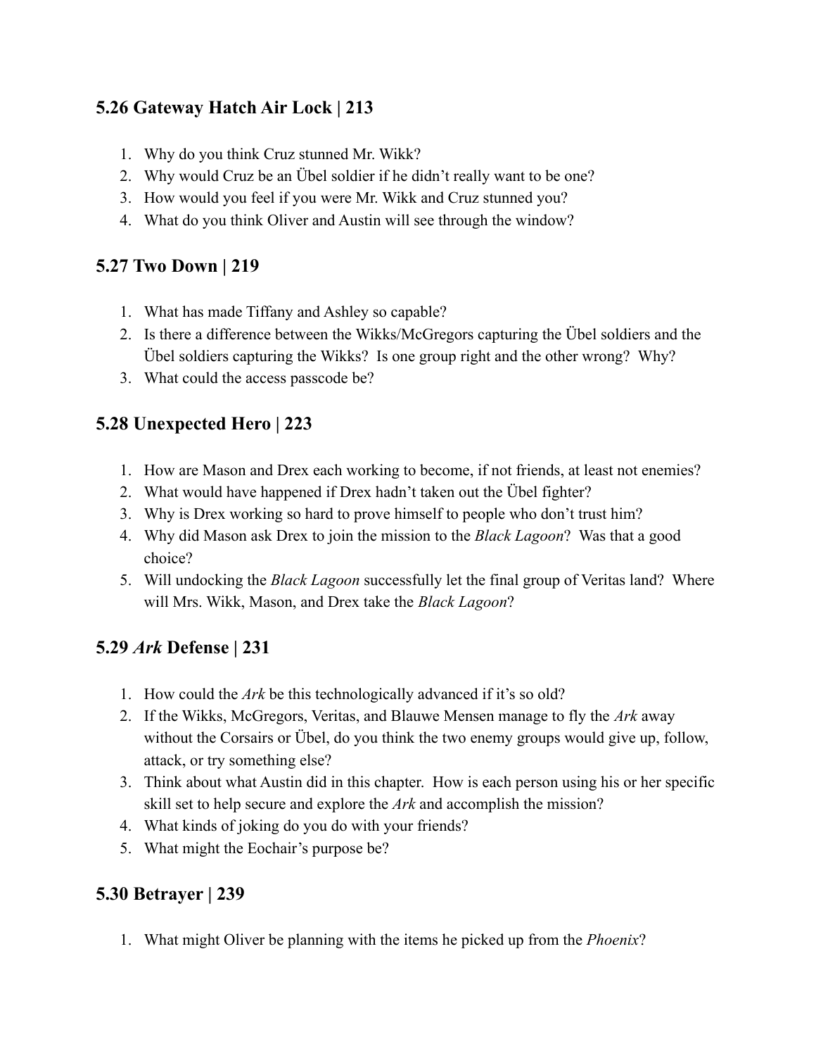## 5.26 Gateway Hatch Air Lock | 213

1. Why do you think Cruz stunned Mr. Wikk?
2. Why would Cruz be an Übel soldier if he didn't really want to be one?
3. How would you feel if you were Mr. Wikk and Cruz stunned you?
4. What do you think Oliver and Austin will see through the window?

## 5.27 Two Down | 219

1. What has made Tiffany and Ashley so capable?
2. Is there a difference between the Wikks/McGregors capturing the Übel soldiers and the Übel soldiers capturing the Wikks? Is one group right and the other wrong? Why?
3. What could the access passcode be?

## 5.28 Unexpected Hero | 223

1. How are Mason and Drex each working to become, if not friends, at least not enemies?
2. What would have happened if Drex hadn't taken out the Übel fighter?
3. Why is Drex working so hard to prove himself to people who don't trust him?
4. Why did Mason ask Drex to join the mission to the *Black Lagoon*? Was that a good choice?
5. Will undocking the *Black Lagoon* successfully let the final group of Veritas land? Where will Mrs. Wikk, Mason, and Drex take the *Black Lagoon*?

## 5.29 *Ark* Defense | 231

1. How could the *Ark* be this technologically advanced if it's so old?
2. If the Wikks, McGregors, Veritas, and Blauwe Mensen manage to fly the *Ark* away without the Corsairs or Übel, do you think the two enemy groups would give up, follow, attack, or try something else?
3. Think about what Austin did in this chapter. How is each person using his or her specific skill set to help secure and explore the *Ark* and accomplish the mission?
4. What kinds of joking do you do with your friends?
5. What might the Eochair's purpose be?

## 5.30 Betrayer | 239

1. What might Oliver be planning with the items he picked up from the *Phoenix*?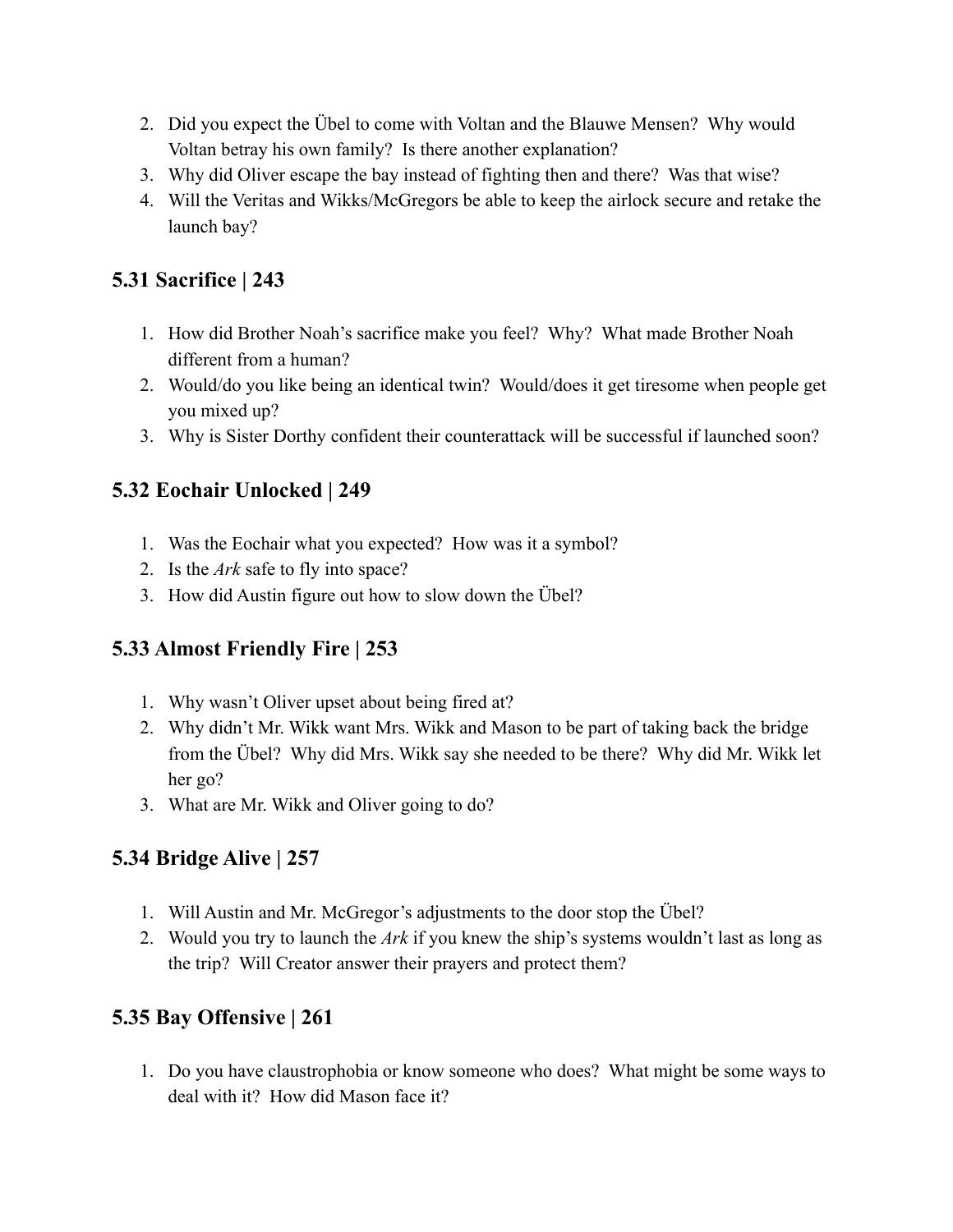2. Did you expect the Übel to come with Voltan and the Blauwe Mensen? Why would Voltan betray his own family? Is there another explanation?
3. Why did Oliver escape the bay instead of fighting then and there? Was that wise?
4. Will the Veritas and Wikks/McGregors be able to keep the airlock secure and retake the launch bay?

### 5.31 Sacrifice | 243

1. How did Brother Noah's sacrifice make you feel? Why? What made Brother Noah different from a human?
2. Would/do you like being an identical twin? Would/does it get tiresome when people get you mixed up?
3. Why is Sister Dorthy confident their counterattack will be successful if launched soon?

### 5.32 Eochair Unlocked | 249

1. Was the Eochair what you expected? How was it a symbol?
2. Is the *Ark* safe to fly into space?
3. How did Austin figure out how to slow down the Übel?

### 5.33 Almost Friendly Fire | 253

1. Why wasn't Oliver upset about being fired at?
2. Why didn't Mr. Wikk want Mrs. Wikk and Mason to be part of taking back the bridge from the Übel? Why did Mrs. Wikk say she needed to be there? Why did Mr. Wikk let her go?
3. What are Mr. Wikk and Oliver going to do?

### 5.34 Bridge Alive | 257

1. Will Austin and Mr. McGregor's adjustments to the door stop the Übel?
2. Would you try to launch the *Ark* if you knew the ship's systems wouldn't last as long as the trip? Will Creator answer their prayers and protect them?

### 5.35 Bay Offensive | 261

1. Do you have claustrophobia or know someone who does? What might be some ways to deal with it? How did Mason face it?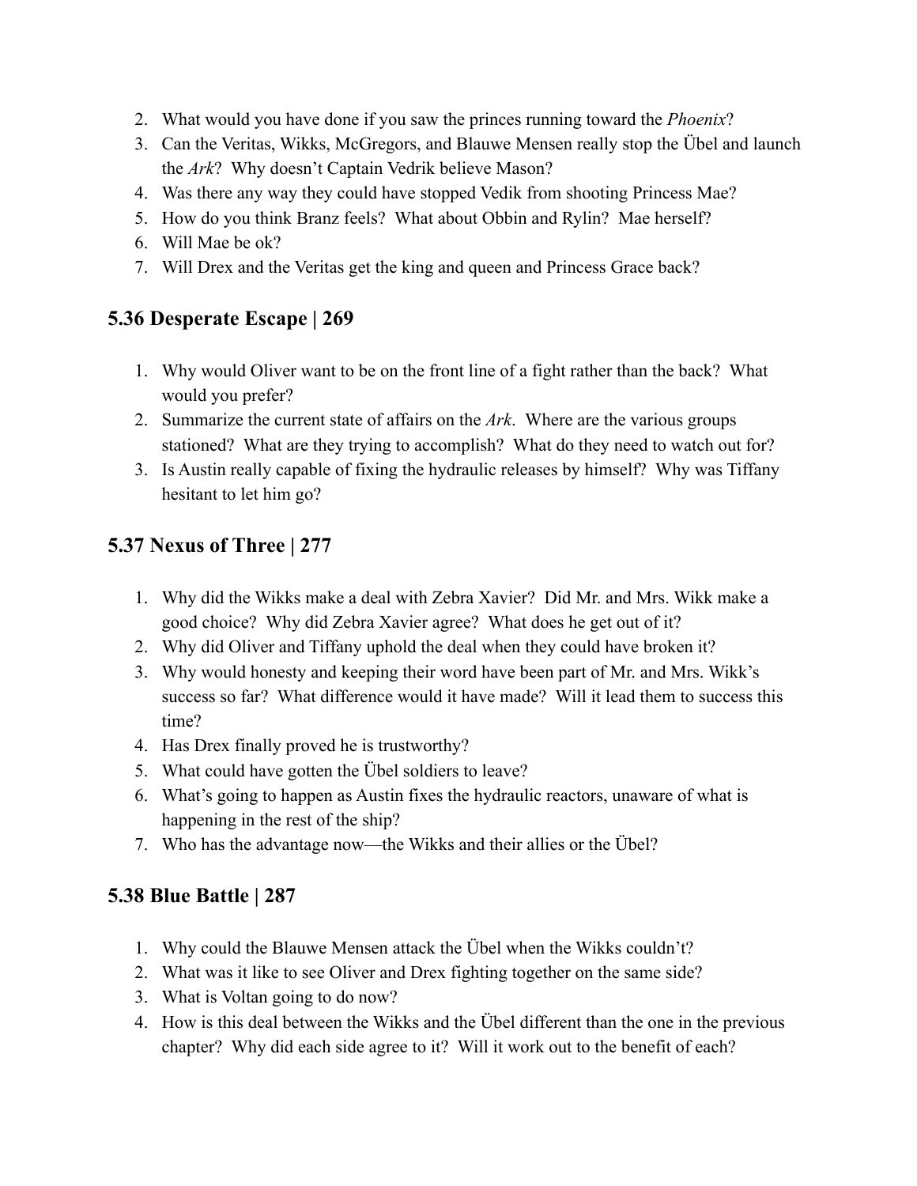2. What would you have done if you saw the princes running toward the *Phoenix*?
3. Can the Veritas, Wikks, McGregors, and Blauwe Mensen really stop the Übel and launch the *Ark*? Why doesn't Captain Vedrik believe Mason?
4. Was there any way they could have stopped Vedik from shooting Princess Mae?
5. How do you think Branz feels? What about Obbin and Rylin? Mae herself?
6. Will Mae be ok?
7. Will Drex and the Veritas get the king and queen and Princess Grace back?

## 5.36 Desperate Escape | 269

1. Why would Oliver want to be on the front line of a fight rather than the back? What would you prefer?
2. Summarize the current state of affairs on the *Ark*. Where are the various groups stationed? What are they trying to accomplish? What do they need to watch out for?
3. Is Austin really capable of fixing the hydraulic releases by himself? Why was Tiffany hesitant to let him go?

## 5.37 Nexus of Three | 277

1. Why did the Wikks make a deal with Zebra Xavier? Did Mr. and Mrs. Wikk make a good choice? Why did Zebra Xavier agree? What does he get out of it?
2. Why did Oliver and Tiffany uphold the deal when they could have broken it?
3. Why would honesty and keeping their word have been part of Mr. and Mrs. Wikk's success so far? What difference would it have made? Will it lead them to success this time?
4. Has Drex finally proved he is trustworthy?
5. What could have gotten the Übel soldiers to leave?
6. What's going to happen as Austin fixes the hydraulic reactors, unaware of what is happening in the rest of the ship?
7. Who has the advantage now—the Wikks and their allies or the Übel?

## 5.38 Blue Battle | 287

1. Why could the Blauwe Mensen attack the Übel when the Wikks couldn't?
2. What was it like to see Oliver and Drex fighting together on the same side?
3. What is Voltan going to do now?
4. How is this deal between the Wikks and the Übel different than the one in the previous chapter? Why did each side agree to it? Will it work out to the benefit of each?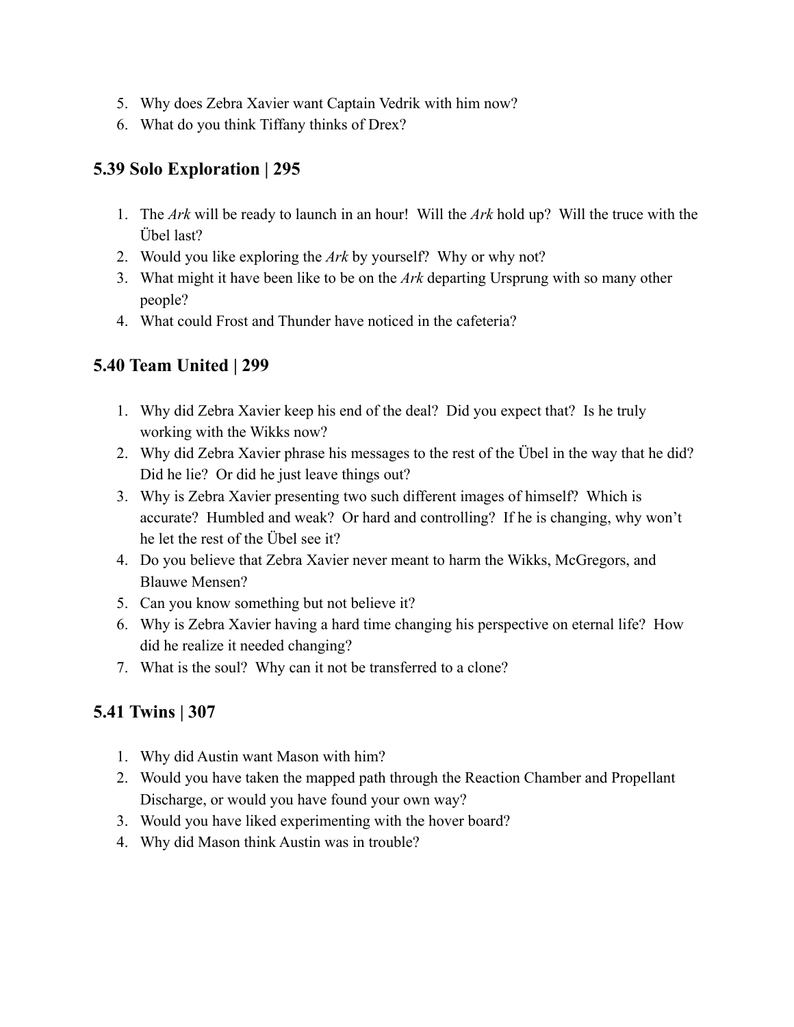5. Why does Zebra Xavier want Captain Vedrik with him now?
6. What do you think Tiffany thinks of Drex?

## 5.39 Solo Exploration | 295

1. The *Ark* will be ready to launch in an hour! Will the *Ark* hold up? Will the truce with the Übel last?
2. Would you like exploring the *Ark* by yourself? Why or why not?
3. What might it have been like to be on the *Ark* departing Ursprung with so many other people?
4. What could Frost and Thunder have noticed in the cafeteria?

## 5.40 Team United | 299

1. Why did Zebra Xavier keep his end of the deal? Did you expect that? Is he truly working with the Wikks now?
2. Why did Zebra Xavier phrase his messages to the rest of the Übel in the way that he did? Did he lie? Or did he just leave things out?
3. Why is Zebra Xavier presenting two such different images of himself? Which is accurate? Humbled and weak? Or hard and controlling? If he is changing, why won't he let the rest of the Übel see it?
4. Do you believe that Zebra Xavier never meant to harm the Wikks, McGregors, and Blauwe Mensen?
5. Can you know something but not believe it?
6. Why is Zebra Xavier having a hard time changing his perspective on eternal life? How did he realize it needed changing?
7. What is the soul? Why can it not be transferred to a clone?

## 5.41 Twins | 307

1. Why did Austin want Mason with him?
2. Would you have taken the mapped path through the Reaction Chamber and Propellant Discharge, or would you have found your own way?
3. Would you have liked experimenting with the hover board?
4. Why did Mason think Austin was in trouble?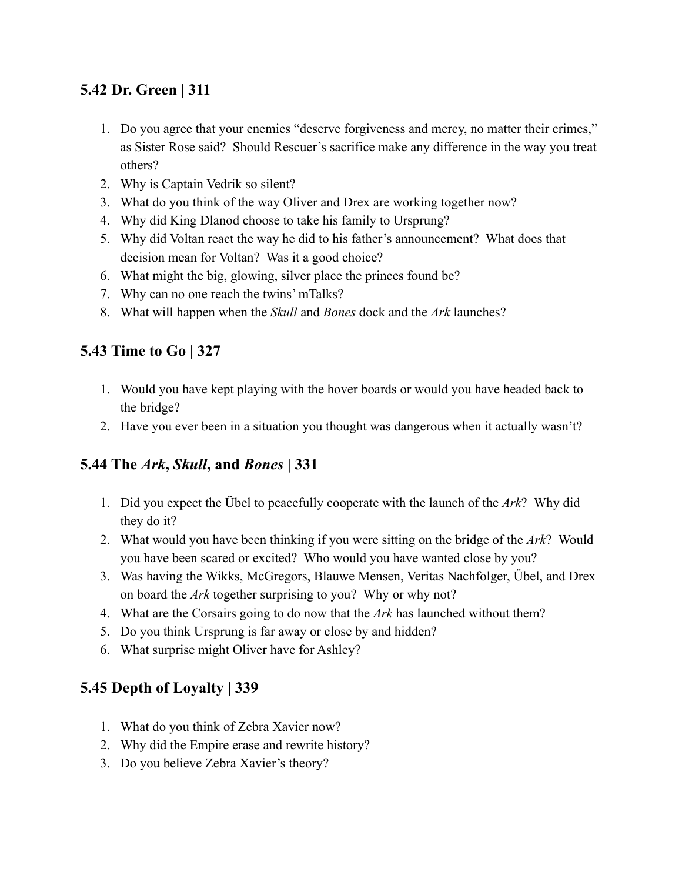## 5.42 Dr. Green | 311

1. Do you agree that your enemies "deserve forgiveness and mercy, no matter their crimes," as Sister Rose said? Should Rescuer's sacrifice make any difference in the way you treat others?
2. Why is Captain Vedrik so silent?
3. What do you think of the way Oliver and Drex are working together now?
4. Why did King Dlanod choose to take his family to Ursprung?
5. Why did Voltan react the way he did to his father's announcement? What does that decision mean for Voltan? Was it a good choice?
6. What might the big, glowing, silver place the princes found be?
7. Why can no one reach the twins' mTalks?
8. What will happen when the *Skull* and *Bones* dock and the *Ark* launches?

## 5.43 Time to Go | 327

1. Would you have kept playing with the hover boards or would you have headed back to the bridge?
2. Have you ever been in a situation you thought was dangerous when it actually wasn't?

## 5.44 The *Ark*, *Skull*, and *Bones* | 331

1. Did you expect the Übel to peacefully cooperate with the launch of the *Ark*? Why did they do it?
2. What would you have been thinking if you were sitting on the bridge of the *Ark*? Would you have been scared or excited? Who would you have wanted close by you?
3. Was having the Wikks, McGregors, Blauwe Mensen, Veritas Nachfolger, Übel, and Drex on board the *Ark* together surprising to you? Why or why not?
4. What are the Corsairs going to do now that the *Ark* has launched without them?
5. Do you think Ursprung is far away or close by and hidden?
6. What surprise might Oliver have for Ashley?

## 5.45 Depth of Loyalty | 339

1. What do you think of Zebra Xavier now?
2. Why did the Empire erase and rewrite history?
3. Do you believe Zebra Xavier's theory?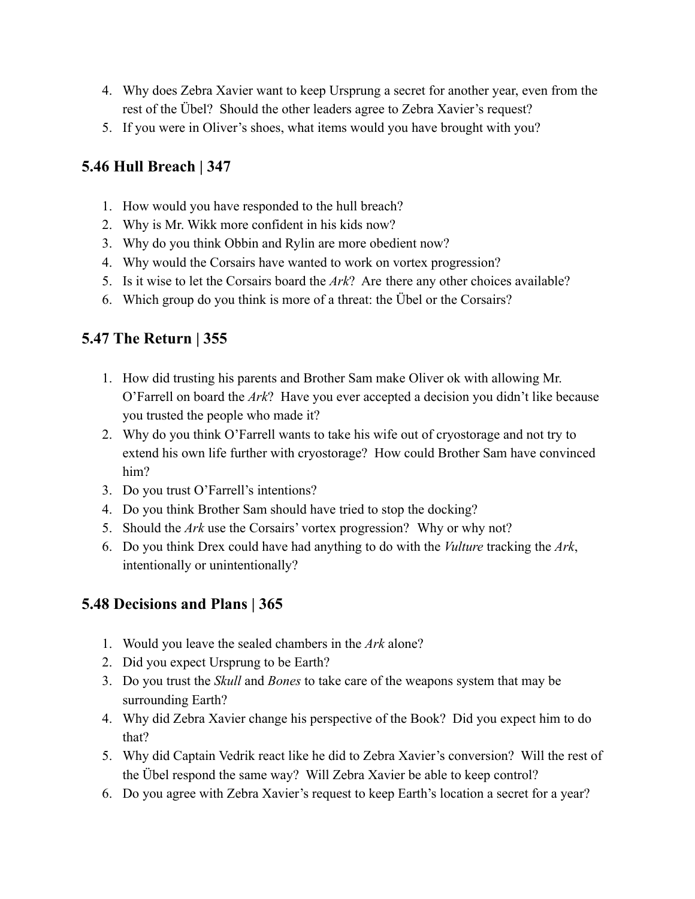4. Why does Zebra Xavier want to keep Ursprung a secret for another year, even from the rest of the Übel? Should the other leaders agree to Zebra Xavier's request?
5. If you were in Oliver's shoes, what items would you have brought with you?

## 5.46 Hull Breach | 347

1. How would you have responded to the hull breach?
2. Why is Mr. Wikk more confident in his kids now?
3. Why do you think Obbin and Rylin are more obedient now?
4. Why would the Corsairs have wanted to work on vortex progression?
5. Is it wise to let the Corsairs board the *Ark*? Are there any other choices available?
6. Which group do you think is more of a threat: the Übel or the Corsairs?

## 5.47 The Return | 355

1. How did trusting his parents and Brother Sam make Oliver ok with allowing Mr. O'Farrell on board the *Ark*? Have you ever accepted a decision you didn't like because you trusted the people who made it?
2. Why do you think O'Farrell wants to take his wife out of cryostorage and not try to extend his own life further with cryostorage? How could Brother Sam have convinced him?
3. Do you trust O'Farrell's intentions?
4. Do you think Brother Sam should have tried to stop the docking?
5. Should the *Ark* use the Corsairs' vortex progression? Why or why not?
6. Do you think Drex could have had anything to do with the *Vulture* tracking the *Ark*, intentionally or unintentionally?

## 5.48 Decisions and Plans | 365

1. Would you leave the sealed chambers in the *Ark* alone?
2. Did you expect Ursprung to be Earth?
3. Do you trust the *Skull* and *Bones* to take care of the weapons system that may be surrounding Earth?
4. Why did Zebra Xavier change his perspective of the Book? Did you expect him to do that?
5. Why did Captain Vedrik react like he did to Zebra Xavier's conversion? Will the rest of the Übel respond the same way? Will Zebra Xavier be able to keep control?
6. Do you agree with Zebra Xavier's request to keep Earth's location a secret for a year?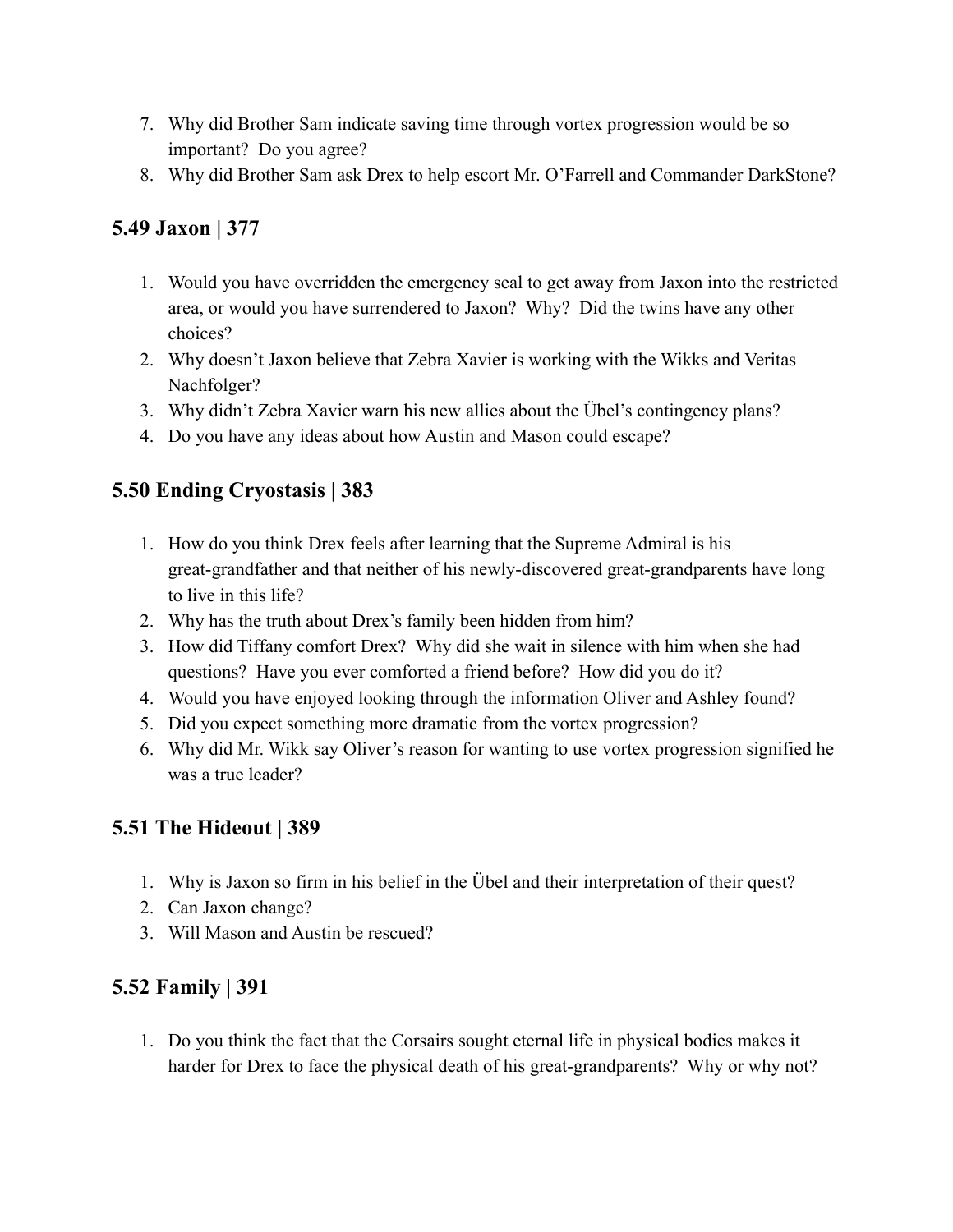7. Why did Brother Sam indicate saving time through vortex progression would be so important? Do you agree?
8. Why did Brother Sam ask Drex to help escort Mr. O'Farrell and Commander DarkStone?

## 5.49 Jaxon | 377

1. Would you have overridden the emergency seal to get away from Jaxon into the restricted area, or would you have surrendered to Jaxon? Why? Did the twins have any other choices?
2. Why doesn't Jaxon believe that Zebra Xavier is working with the Wikks and Veritas Nachfolger?
3. Why didn't Zebra Xavier warn his new allies about the Übel's contingency plans?
4. Do you have any ideas about how Austin and Mason could escape?

## 5.50 Ending Cryostasis | 383

1. How do you think Drex feels after learning that the Supreme Admiral is his great-grandfather and that neither of his newly-discovered great-grandparents have long to live in this life?
2. Why has the truth about Drex's family been hidden from him?
3. How did Tiffany comfort Drex? Why did she wait in silence with him when she had questions? Have you ever comforted a friend before? How did you do it?
4. Would you have enjoyed looking through the information Oliver and Ashley found?
5. Did you expect something more dramatic from the vortex progression?
6. Why did Mr. Wikk say Oliver's reason for wanting to use vortex progression signified he was a true leader?

## 5.51 The Hideout | 389

1. Why is Jaxon so firm in his belief in the Übel and their interpretation of their quest?
2. Can Jaxon change?
3. Will Mason and Austin be rescued?

## 5.52 Family | 391

1. Do you think the fact that the Corsairs sought eternal life in physical bodies makes it harder for Drex to face the physical death of his great-grandparents? Why or why not?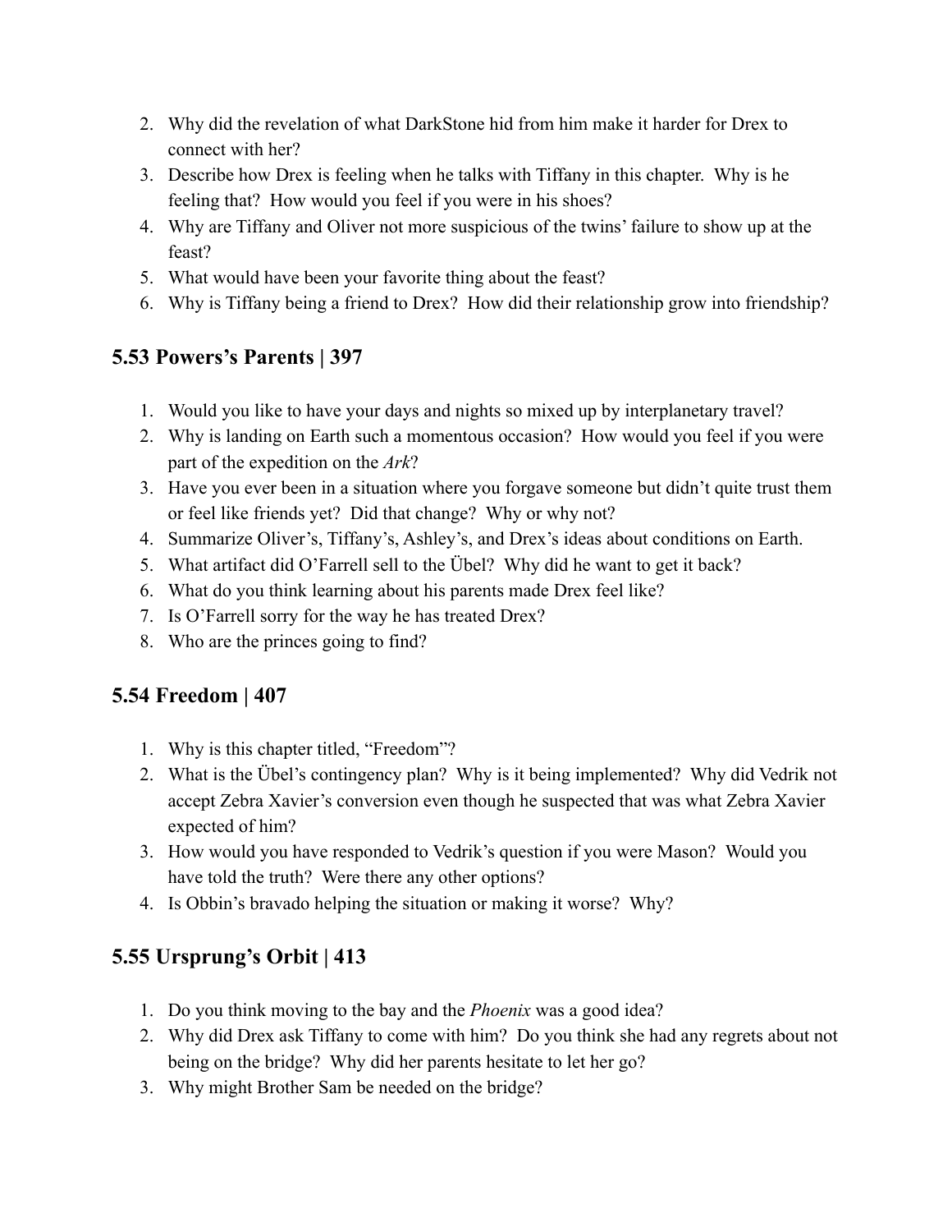2. Why did the revelation of what DarkStone hid from him make it harder for Drex to connect with her?
3. Describe how Drex is feeling when he talks with Tiffany in this chapter. Why is he feeling that? How would you feel if you were in his shoes?
4. Why are Tiffany and Oliver not more suspicious of the twins' failure to show up at the feast?
5. What would have been your favorite thing about the feast?
6. Why is Tiffany being a friend to Drex? How did their relationship grow into friendship?

## 5.53 Powers's Parents | 397

1. Would you like to have your days and nights so mixed up by interplanetary travel?
2. Why is landing on Earth such a momentous occasion? How would you feel if you were part of the expedition on the *Ark*?
3. Have you ever been in a situation where you forgave someone but didn't quite trust them or feel like friends yet? Did that change? Why or why not?
4. Summarize Oliver's, Tiffany's, Ashley's, and Drex's ideas about conditions on Earth.
5. What artifact did O'Farrell sell to the Übel? Why did he want to get it back?
6. What do you think learning about his parents made Drex feel like?
7. Is O'Farrell sorry for the way he has treated Drex?
8. Who are the princes going to find?

## 5.54 Freedom | 407

1. Why is this chapter titled, "Freedom"?
2. What is the Übel's contingency plan? Why is it being implemented? Why did Vedrik not accept Zebra Xavier's conversion even though he suspected that was what Zebra Xavier expected of him?
3. How would you have responded to Vedrik's question if you were Mason? Would you have told the truth? Were there any other options?
4. Is Obbin's bravado helping the situation or making it worse? Why?

## 5.55 Ursprung's Orbit | 413

1. Do you think moving to the bay and the *Phoenix* was a good idea?
2. Why did Drex ask Tiffany to come with him? Do you think she had any regrets about not being on the bridge? Why did her parents hesitate to let her go?
3. Why might Brother Sam be needed on the bridge?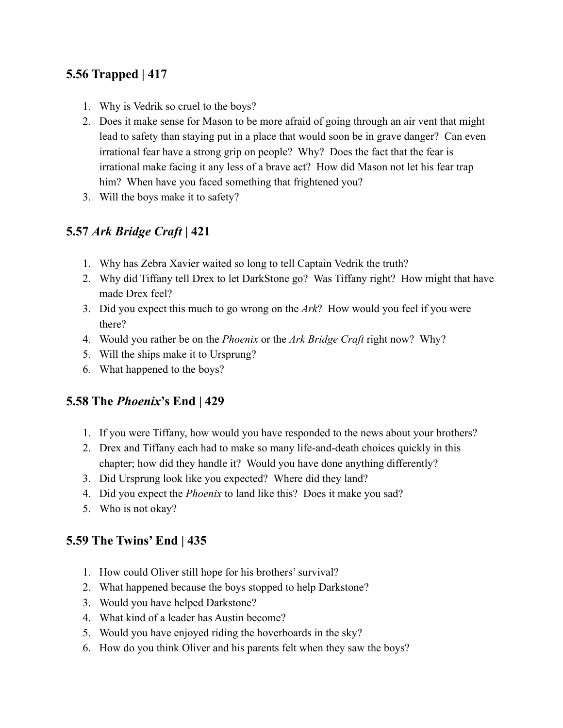## 5.56 Trapped | 417

1. Why is Vedrik so cruel to the boys?
2. Does it make sense for Mason to be more afraid of going through an air vent that might lead to safety than staying put in a place that would soon be in grave danger? Can even irrational fear have a strong grip on people? Why? Does the fact that the fear is irrational make facing it any less of a brave act? How did Mason not let his fear trap him? When have you faced something that frightened you?
3. Will the boys make it to safety?

## 5.57 *Ark Bridge Craft* | 421

1. Why has Zebra Xavier waited so long to tell Captain Vedrik the truth?
2. Why did Tiffany tell Drex to let DarkStone go? Was Tiffany right? How might that have made Drex feel?
3. Did you expect this much to go wrong on the *Ark*? How would you feel if you were there?
4. Would you rather be on the *Phoenix* or the *Ark Bridge Craft* right now? Why?
5. Will the ships make it to Ursprung?
6. What happened to the boys?

## 5.58 The *Phoenix*'s End | 429

1. If you were Tiffany, how would you have responded to the news about your brothers?
2. Drex and Tiffany each had to make so many life-and-death choices quickly in this chapter; how did they handle it? Would you have done anything differently?
3. Did Ursprung look like you expected? Where did they land?
4. Did you expect the *Phoenix* to land like this? Does it make you sad?
5. Who is not okay?

## 5.59 The Twins' End | 435

1. How could Oliver still hope for his brothers' survival?
2. What happened because the boys stopped to help Darkstone?
3. Would you have helped Darkstone?
4. What kind of a leader has Austin become?
5. Would you have enjoyed riding the hoverboards in the sky?
6. How do you think Oliver and his parents felt when they saw the boys?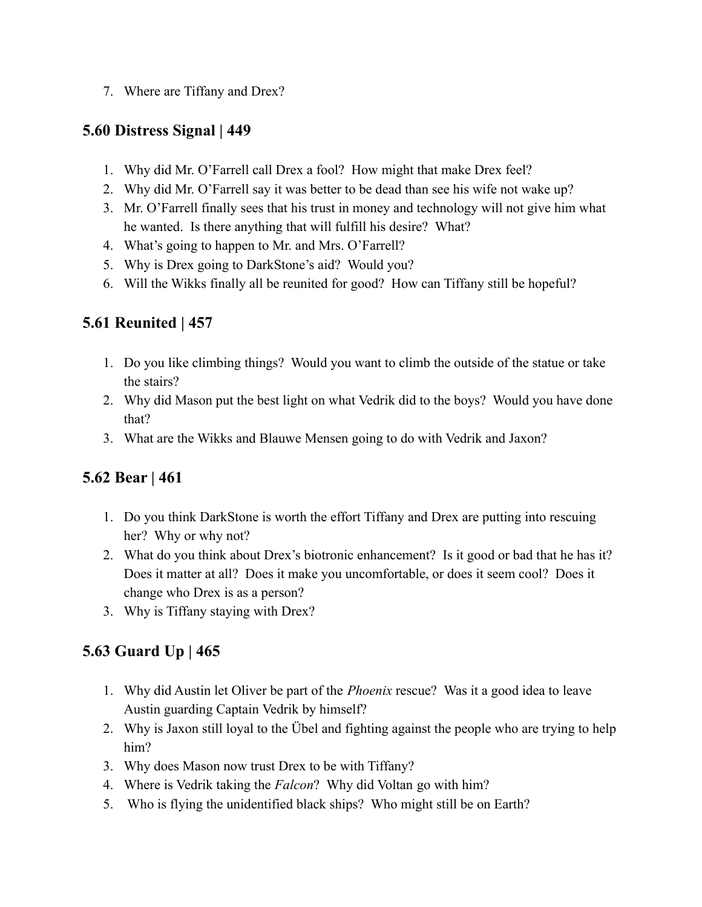7. Where are Tiffany and Drex?

## 5.60 Distress Signal | 449

1. Why did Mr. O'Farrell call Drex a fool? How might that make Drex feel?
2. Why did Mr. O'Farrell say it was better to be dead than see his wife not wake up?
3. Mr. O'Farrell finally sees that his trust in money and technology will not give him what he wanted. Is there anything that will fulfill his desire? What?
4. What's going to happen to Mr. and Mrs. O'Farrell?
5. Why is Drex going to DarkStone's aid? Would you?
6. Will the Wikks finally all be reunited for good? How can Tiffany still be hopeful?

## 5.61 Reunited | 457

1. Do you like climbing things? Would you want to climb the outside of the statue or take the stairs?
2. Why did Mason put the best light on what Vedrik did to the boys? Would you have done that?
3. What are the Wikks and Blauwe Mensen going to do with Vedrik and Jaxon?

## 5.62 Bear | 461

1. Do you think DarkStone is worth the effort Tiffany and Drex are putting into rescuing her? Why or why not?
2. What do you think about Drex's biotronic enhancement? Is it good or bad that he has it? Does it matter at all? Does it make you uncomfortable, or does it seem cool? Does it change who Drex is as a person?
3. Why is Tiffany staying with Drex?

## 5.63 Guard Up | 465

1. Why did Austin let Oliver be part of the *Phoenix* rescue? Was it a good idea to leave Austin guarding Captain Vedrik by himself?
2. Why is Jaxon still loyal to the Übel and fighting against the people who are trying to help him?
3. Why does Mason now trust Drex to be with Tiffany?
4. Where is Vedrik taking the *Falcon*? Why did Voltan go with him?
5. Who is flying the unidentified black ships? Who might still be on Earth?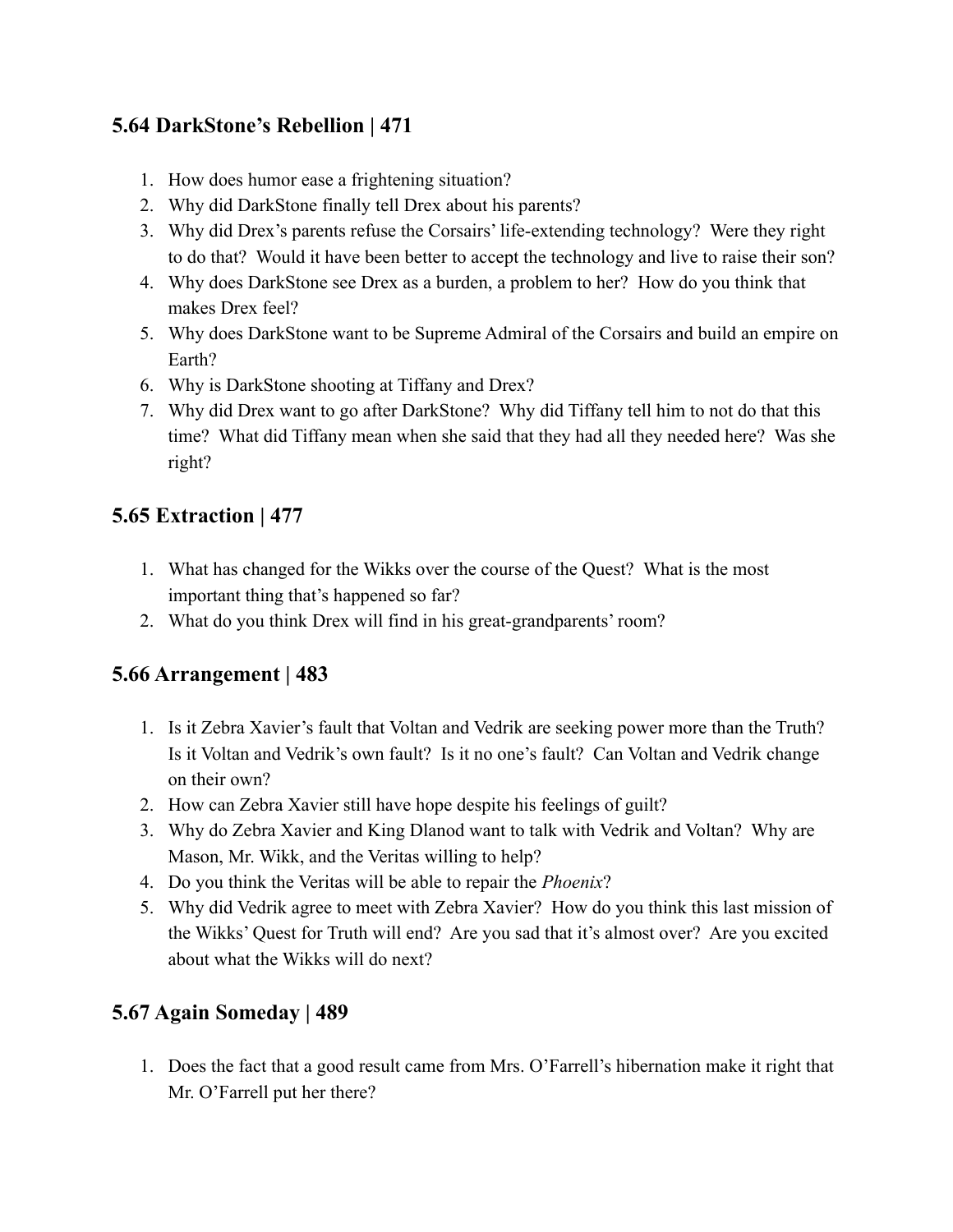## 5.64 DarkStone's Rebellion | 471

1. How does humor ease a frightening situation?
2. Why did DarkStone finally tell Drex about his parents?
3. Why did Drex's parents refuse the Corsairs' life-extending technology? Were they right to do that? Would it have been better to accept the technology and live to raise their son?
4. Why does DarkStone see Drex as a burden, a problem to her? How do you think that makes Drex feel?
5. Why does DarkStone want to be Supreme Admiral of the Corsairs and build an empire on Earth?
6. Why is DarkStone shooting at Tiffany and Drex?
7. Why did Drex want to go after DarkStone? Why did Tiffany tell him to not do that this time? What did Tiffany mean when she said that they had all they needed here? Was she right?

## 5.65 Extraction | 477

1. What has changed for the Wikks over the course of the Quest? What is the most important thing that's happened so far?
2. What do you think Drex will find in his great-grandparents' room?

## 5.66 Arrangement | 483

1. Is it Zebra Xavier's fault that Voltan and Vedrik are seeking power more than the Truth? Is it Voltan and Vedrik's own fault? Is it no one's fault? Can Voltan and Vedrik change on their own?
2. How can Zebra Xavier still have hope despite his feelings of guilt?
3. Why do Zebra Xavier and King Dlanod want to talk with Vedrik and Voltan? Why are Mason, Mr. Wikk, and the Veritas willing to help?
4. Do you think the Veritas will be able to repair the *Phoenix*?
5. Why did Vedrik agree to meet with Zebra Xavier? How do you think this last mission of the Wikks' Quest for Truth will end? Are you sad that it's almost over? Are you excited about what the Wikks will do next?

## 5.67 Again Someday | 489

1. Does the fact that a good result came from Mrs. O'Farrell's hibernation make it right that Mr. O'Farrell put her there?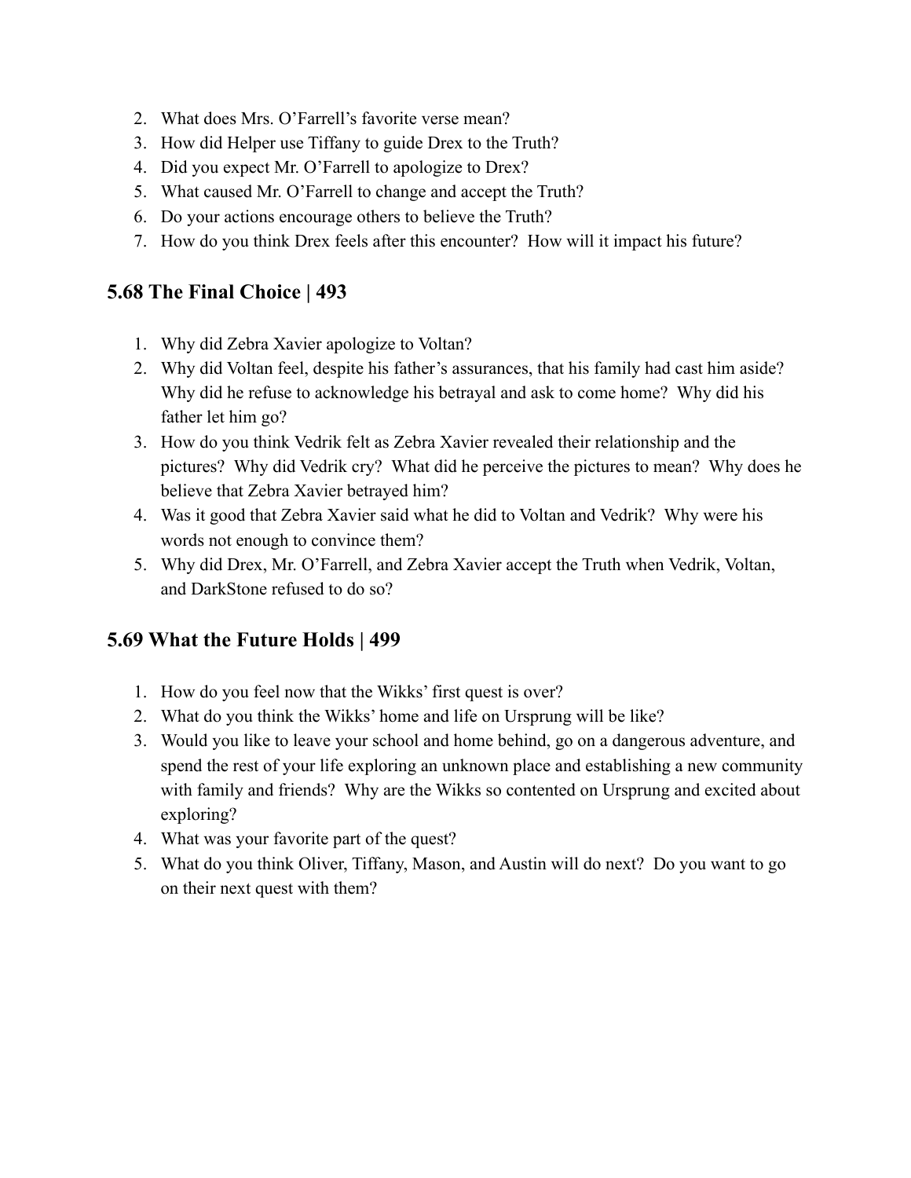2. What does Mrs. O'Farrell's favorite verse mean?
3. How did Helper use Tiffany to guide Drex to the Truth?
4. Did you expect Mr. O'Farrell to apologize to Drex?
5. What caused Mr. O'Farrell to change and accept the Truth?
6. Do your actions encourage others to believe the Truth?
7. How do you think Drex feels after this encounter? How will it impact his future?

## 5.68 The Final Choice | 493

1. Why did Zebra Xavier apologize to Voltan?
2. Why did Voltan feel, despite his father's assurances, that his family had cast him aside? Why did he refuse to acknowledge his betrayal and ask to come home? Why did his father let him go?
3. How do you think Vedrik felt as Zebra Xavier revealed their relationship and the pictures? Why did Vedrik cry? What did he perceive the pictures to mean? Why does he believe that Zebra Xavier betrayed him?
4. Was it good that Zebra Xavier said what he did to Voltan and Vedrik? Why were his words not enough to convince them?
5. Why did Drex, Mr. O'Farrell, and Zebra Xavier accept the Truth when Vedrik, Voltan, and DarkStone refused to do so?

## 5.69 What the Future Holds | 499

1. How do you feel now that the Wikks' first quest is over?
2. What do you think the Wikks' home and life on Ursprung will be like?
3. Would you like to leave your school and home behind, go on a dangerous adventure, and spend the rest of your life exploring an unknown place and establishing a new community with family and friends? Why are the Wikks so contented on Ursprung and excited about exploring?
4. What was your favorite part of the quest?
5. What do you think Oliver, Tiffany, Mason, and Austin will do next? Do you want to go on their next quest with them?